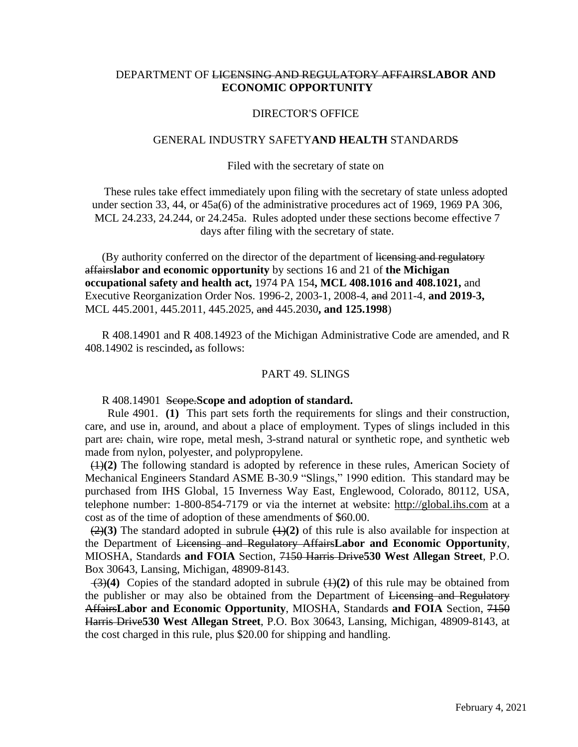DEPARTMENT OF ~~LICENSING AND REGULATORY AFFAIRS~~**LABOR AND ECONOMIC OPPORTUNITY**

DIRECTOR'S OFFICE

GENERAL INDUSTRY SAFETY**AND HEALTH** STANDARD~~S~~

Filed with the secretary of state on

These rules take effect immediately upon filing with the secretary of state unless adopted under section 33, 44, or 45a(6) of the administrative procedures act of 1969, 1969 PA 306, MCL 24.233, 24.244, or 24.245a. Rules adopted under these sections become effective 7 days after filing with the secretary of state.

(By authority conferred on the director of the department of ~~licensing and regulatory affairs~~**labor and economic opportunity** by sections 16 and 21 of **the Michigan occupational safety and health act,** 1974 PA 154**, MCL 408.1016 and 408.1021,** and Executive Reorganization Order Nos. 1996-2, 2003-1, 2008-4, ~~and~~ 2011-4, **and 2019-3,** MCL 445.2001, 445.2011, 445.2025, ~~and~~ 445.2030**, and 125.1998**)

R 408.14901 and R 408.14923 of the Michigan Administrative Code are amended, and R 408.14902 is rescinded**,** as follows:

PART 49. SLINGS

R 408.14901 ~~Scope.~~**Scope and adoption of standard.**

Rule 4901. **(1)** This part sets forth the requirements for slings and their construction, care, and use in, around, and about a place of employment. Types of slings included in this part are~~:~~ chain, wire rope, metal mesh, 3-strand natural or synthetic rope, and synthetic web made from nylon, polyester, and polypropylene.

~~(1)~~**(2)** The following standard is adopted by reference in these rules, American Society of Mechanical Engineers Standard ASME B-30.9 "Slings," 1990 edition. This standard may be purchased from IHS Global, 15 Inverness Way East, Englewood, Colorado, 80112, USA, telephone number: 1-800-854-7179 or via the internet at website: http://global.ihs.com at a cost as of the time of adoption of these amendments of $60.00.

~~(2)~~**(3)** The standard adopted in subrule ~~(1)~~**(2)** of this rule is also available for inspection at the Department of ~~Licensing and Regulatory Affairs~~**Labor and Economic Opportunity**, MIOSHA, Standards **and FOIA** Section, ~~7150 Harris Drive~~**530 West Allegan Street**, P.O. Box 30643, Lansing, Michigan, 48909-8143.

~~(3)~~**(4)** Copies of the standard adopted in subrule ~~(1)~~**(2)** of this rule may be obtained from the publisher or may also be obtained from the Department of ~~Licensing and Regulatory Affairs~~**Labor and Economic Opportunity**, MIOSHA, Standards **and FOIA** Section, ~~7150 Harris Drive~~**530 West Allegan Street**, P.O. Box 30643, Lansing, Michigan, 48909-8143, at the cost charged in this rule, plus $20.00 for shipping and handling.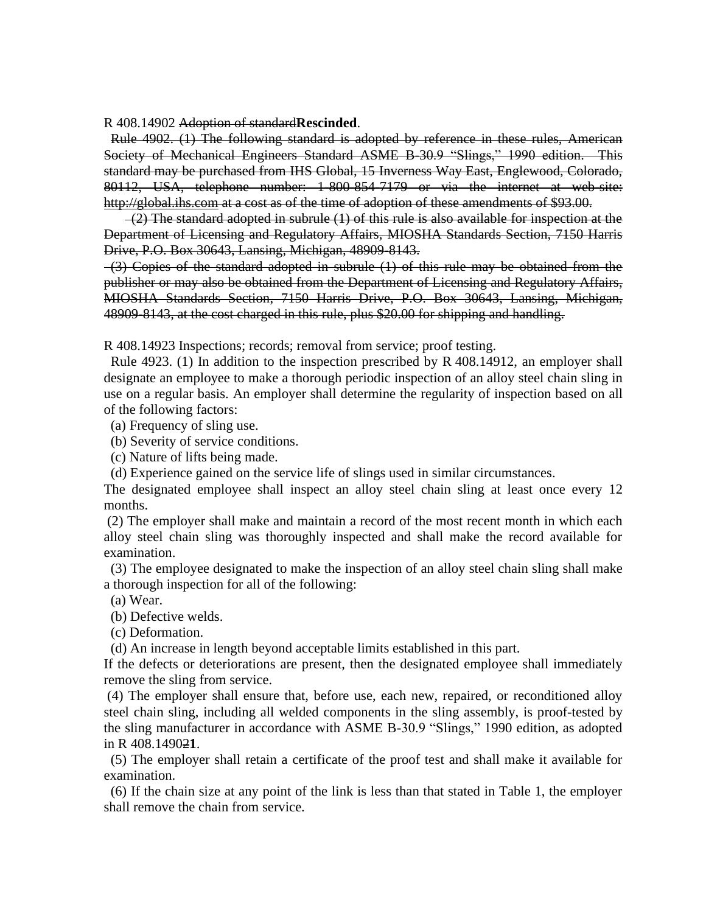R 408.14902 ~~Adoption of standard~~**Rescinded**.

~~Rule 4902. (1) The following standard is adopted by reference in these rules, American Society of Mechanical Engineers Standard ASME B-30.9 "Slings," 1990 edition. This standard may be purchased from IHS Global, 15 Inverness Way East, Englewood, Colorado, 80112, USA, telephone number: 1-800-854-7179 or via the internet at web-site: http://global.ihs.com at a cost as of the time of adoption of these amendments of $93.00.~~

~~(2) The standard adopted in subrule (1) of this rule is also available for inspection at the Department of Licensing and Regulatory Affairs, MIOSHA Standards Section, 7150 Harris Drive, P.O. Box 30643, Lansing, Michigan, 48909-8143.~~

~~(3) Copies of the standard adopted in subrule (1) of this rule may be obtained from the publisher or may also be obtained from the Department of Licensing and Regulatory Affairs, MIOSHA Standards Section, 7150 Harris Drive, P.O. Box 30643, Lansing, Michigan, 48909-8143, at the cost charged in this rule, plus $20.00 for shipping and handling.~~

R 408.14923 Inspections; records; removal from service; proof testing.

Rule 4923. (1) In addition to the inspection prescribed by R 408.14912, an employer shall designate an employee to make a thorough periodic inspection of an alloy steel chain sling in use on a regular basis. An employer shall determine the regularity of inspection based on all of the following factors:

(a) Frequency of sling use.

(b) Severity of service conditions.

(c) Nature of lifts being made.

(d) Experience gained on the service life of slings used in similar circumstances.

The designated employee shall inspect an alloy steel chain sling at least once every 12 months.

(2) The employer shall make and maintain a record of the most recent month in which each alloy steel chain sling was thoroughly inspected and shall make the record available for examination.

(3) The employee designated to make the inspection of an alloy steel chain sling shall make a thorough inspection for all of the following:

(a) Wear.

(b) Defective welds.

(c) Deformation.

(d) An increase in length beyond acceptable limits established in this part.

If the defects or deteriorations are present, then the designated employee shall immediately remove the sling from service.

(4) The employer shall ensure that, before use, each new, repaired, or reconditioned alloy steel chain sling, including all welded components in the sling assembly, is proof-tested by the sling manufacturer in accordance with ASME B-30.9 "Slings," 1990 edition, as adopted in R 408.14902~~2~~**1**.

(5) The employer shall retain a certificate of the proof test and shall make it available for examination.

(6) If the chain size at any point of the link is less than that stated in Table 1, the employer shall remove the chain from service.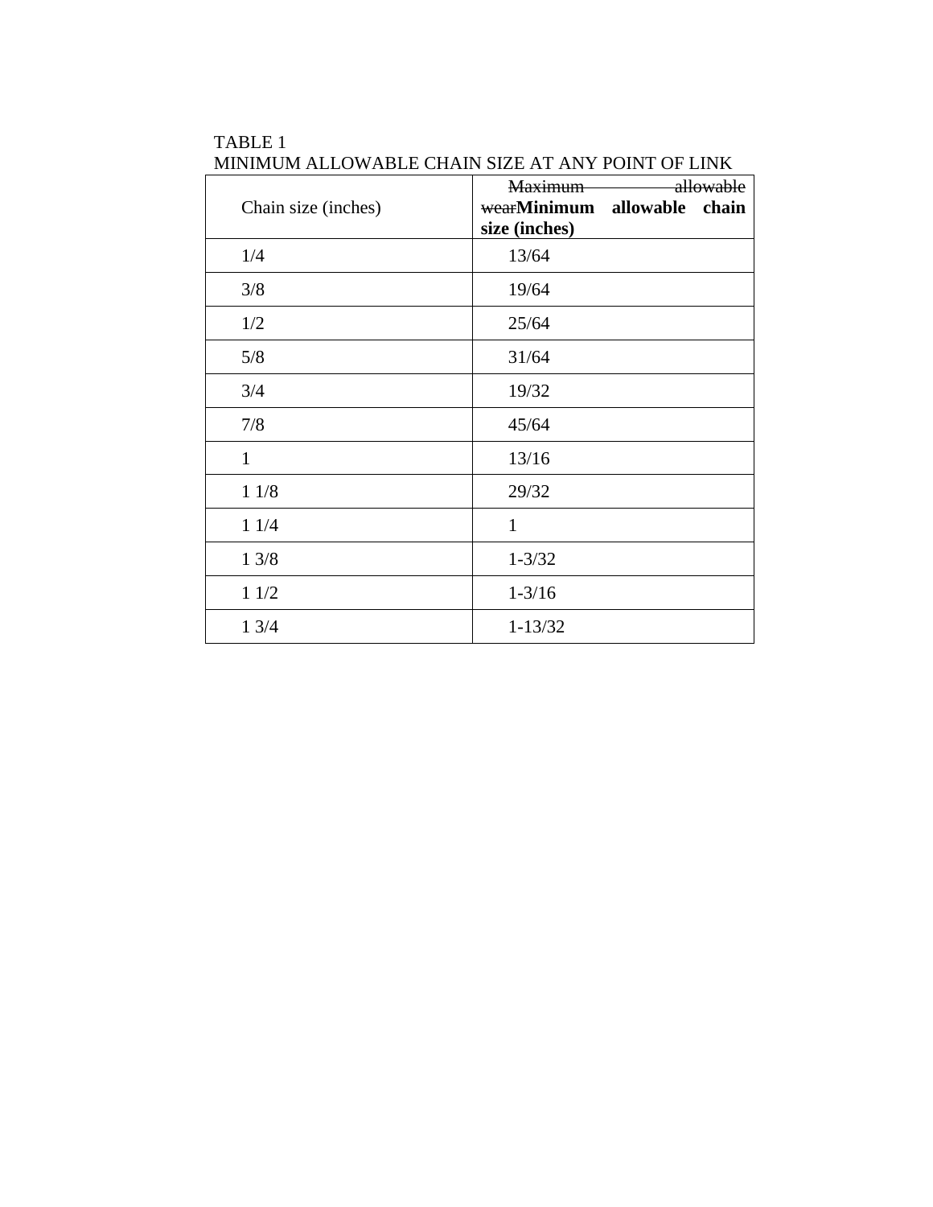TABLE 1
MINIMUM ALLOWABLE CHAIN SIZE AT ANY POINT OF LINK

| Chain size (inches) | ~~Maximum allowable wear~~**Minimum allowable chain size (inches)** |
|---|---|
| 1/4 | 13/64 |
| 3/8 | 19/64 |
| 1/2 | 25/64 |
| 5/8 | 31/64 |
| 3/4 | 19/32 |
| 7/8 | 45/64 |
| 1 | 13/16 |
| 1 1/8 | 29/32 |
| 1 1/4 | 1 |
| 1 3/8 | 1-3/32 |
| 1 1/2 | 1-3/16 |
| 1 3/4 | 1-13/32 |